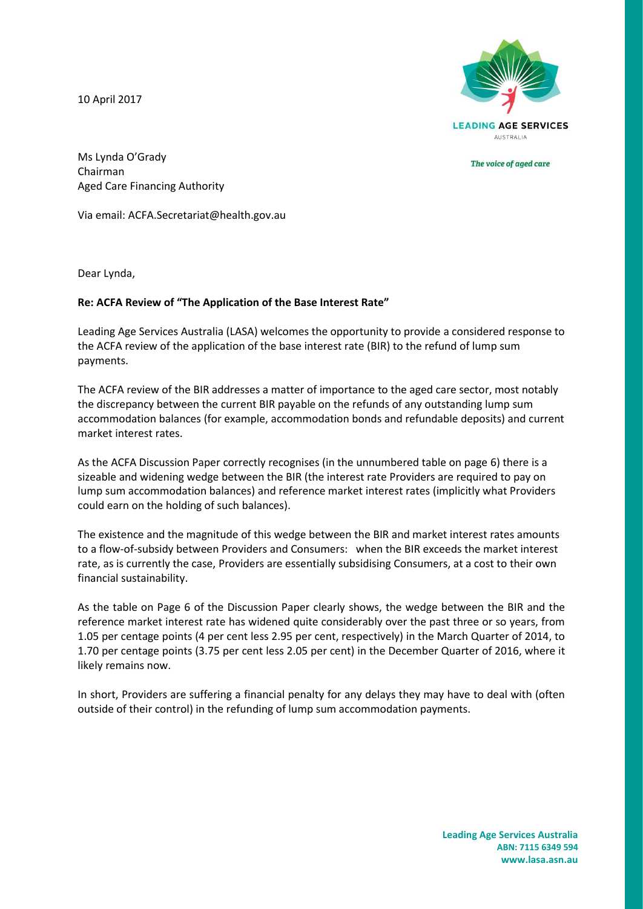10 April 2017

LEADING AGE SERVICES AUSTRALIA

*The voice of aged care*

Ms Lynda O'Grady
Chairman
Aged Care Financing Authority

Via email: ACFA.Secretariat@health.gov.au

Dear Lynda,

**Re: ACFA Review of "The Application of the Base Interest Rate"**

Leading Age Services Australia (LASA) welcomes the opportunity to provide a considered response to the ACFA review of the application of the base interest rate (BIR) to the refund of lump sum payments.

The ACFA review of the BIR addresses a matter of importance to the aged care sector, most notably the discrepancy between the current BIR payable on the refunds of any outstanding lump sum accommodation balances (for example, accommodation bonds and refundable deposits) and current market interest rates.

As the ACFA Discussion Paper correctly recognises (in the unnumbered table on page 6) there is a sizeable and widening wedge between the BIR (the interest rate Providers are required to pay on lump sum accommodation balances) and reference market interest rates (implicitly what Providers could earn on the holding of such balances).

The existence and the magnitude of this wedge between the BIR and market interest rates amounts to a flow-of-subsidy between Providers and Consumers: when the BIR exceeds the market interest rate, as is currently the case, Providers are essentially subsidising Consumers, at a cost to their own financial sustainability.

As the table on Page 6 of the Discussion Paper clearly shows, the wedge between the BIR and the reference market interest rate has widened quite considerably over the past three or so years, from 1.05 per centage points (4 per cent less 2.95 per cent, respectively) in the March Quarter of 2014, to 1.70 per centage points (3.75 per cent less 2.05 per cent) in the December Quarter of 2016, where it likely remains now.

In short, Providers are suffering a financial penalty for any delays they may have to deal with (often outside of their control) in the refunding of lump sum accommodation payments.

**Leading Age Services Australia**
**ABN: 7115 6349 594**
**www.lasa.asn.au**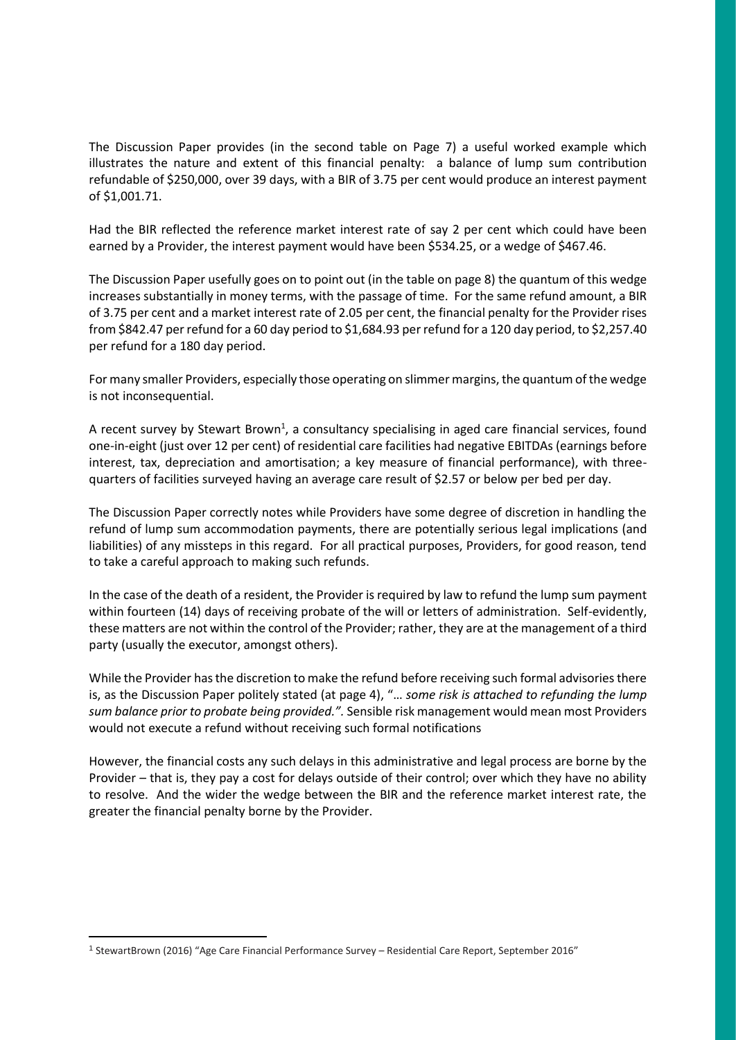The Discussion Paper provides (in the second table on Page 7) a useful worked example which illustrates the nature and extent of this financial penalty: a balance of lump sum contribution refundable of $250,000, over 39 days, with a BIR of 3.75 per cent would produce an interest payment of $1,001.71.

Had the BIR reflected the reference market interest rate of say 2 per cent which could have been earned by a Provider, the interest payment would have been $534.25, or a wedge of $467.46.

The Discussion Paper usefully goes on to point out (in the table on page 8) the quantum of this wedge increases substantially in money terms, with the passage of time. For the same refund amount, a BIR of 3.75 per cent and a market interest rate of 2.05 per cent, the financial penalty for the Provider rises from $842.47 per refund for a 60 day period to $1,684.93 per refund for a 120 day period, to $2,257.40 per refund for a 180 day period.

For many smaller Providers, especially those operating on slimmer margins, the quantum of the wedge is not inconsequential.

A recent survey by Stewart Brown[1], a consultancy specialising in aged care financial services, found one-in-eight (just over 12 per cent) of residential care facilities had negative EBITDAs (earnings before interest, tax, depreciation and amortisation; a key measure of financial performance), with three-quarters of facilities surveyed having an average care result of $2.57 or below per bed per day.

The Discussion Paper correctly notes while Providers have some degree of discretion in handling the refund of lump sum accommodation payments, there are potentially serious legal implications (and liabilities) of any missteps in this regard. For all practical purposes, Providers, for good reason, tend to take a careful approach to making such refunds.

In the case of the death of a resident, the Provider is required by law to refund the lump sum payment within fourteen (14) days of receiving probate of the will or letters of administration. Self-evidently, these matters are not within the control of the Provider; rather, they are at the management of a third party (usually the executor, amongst others).

While the Provider has the discretion to make the refund before receiving such formal advisories there is, as the Discussion Paper politely stated (at page 4), "*… some risk is attached to refunding the lump sum balance prior to probate being provided.".* Sensible risk management would mean most Providers would not execute a refund without receiving such formal notifications

However, the financial costs any such delays in this administrative and legal process are borne by the Provider – that is, they pay a cost for delays outside of their control; over which they have no ability to resolve. And the wider the wedge between the BIR and the reference market interest rate, the greater the financial penalty borne by the Provider.

[1] StewartBrown (2016) "Age Care Financial Performance Survey – Residential Care Report, September 2016"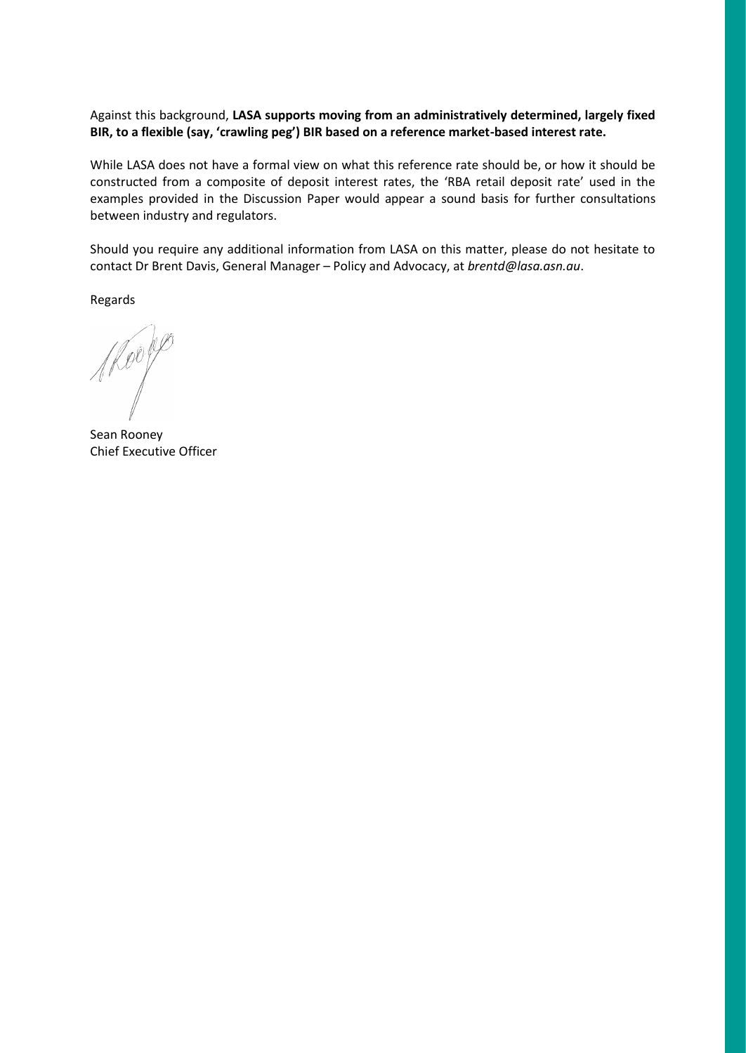Against this background, **LASA supports moving from an administratively determined, largely fixed BIR, to a flexible (say, 'crawling peg') BIR based on a reference market-based interest rate.**

While LASA does not have a formal view on what this reference rate should be, or how it should be constructed from a composite of deposit interest rates, the 'RBA retail deposit rate' used in the examples provided in the Discussion Paper would appear a sound basis for further consultations between industry and regulators.

Should you require any additional information from LASA on this matter, please do not hesitate to contact Dr Brent Davis, General Manager – Policy and Advocacy, at *brentd@lasa.asn.au*.

Regards

Sean Rooney
Chief Executive Officer